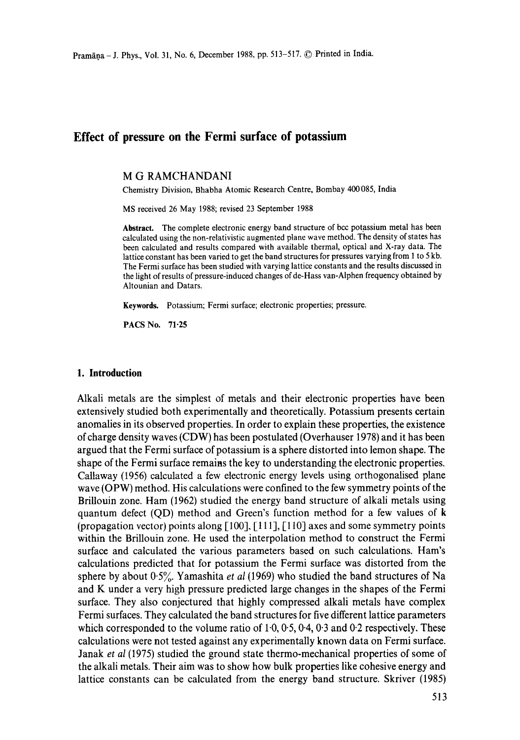# Effect of pressure on the Fermi surface of potassium

M G RAMCHANDANI

Chemistry Division, Bhabha Atomic Research Centre, Bombay 400 085, India

MS received 26 May 1988; revised 23 September 1988

**Abstract.** The complete electronic energy band structure of bcc potassium metal has been calculated using the non-relativistic augmented plane wave method. The density of states has been calculated and results compared with available thermal, optical and X-ray data. The lattice constant has been varied to get the band structures for pressures varying from 1 to 5 kb. The Fermi surface has been studied with varying lattice constants and the results discussed in the light of results of pressure-induced changes of de-Hass van-Alphen frequency obtained by Altounian and Datars.

**Keywords.** Potassium; Fermi surface; electronic properties; pressure.

**PACS No.** 71·25

## 1. Introduction

Alkali metals are the simplest of metals and their electronic properties have been extensively studied both experimentally and theoretically. Potassium presents certain anomalies in its observed properties. In order to explain these properties, the existence of charge density waves (CDW) has been postulated (Overhauser 1978) and it has been argued that the Fermi surface of potassium is a sphere distorted into lemon shape. The shape of the Fermi surface remains the key to understanding the electronic properties. Callaway (1956) calculated a few electronic energy levels using orthogonalised plane wave (OPW) method. His calculations were confined to the few symmetry points of the Brillouin zone. Ham (1962) studied the energy band structure of alkali metals using quantum defect (QD) method and Green's function method for a few values of **k** (propagation vector) points along [100], [111], [110] axes and some symmetry points within the Brillouin zone. He used the interpolation method to construct the Fermi surface and calculated the various parameters based on such calculations. Ham's calculations predicted that for potassium the Fermi surface was distorted from the sphere by about 0·5%. Yamashita *et al* (1969) who studied the band structures of Na and K under a very high pressure predicted large changes in the shapes of the Fermi surface. They also conjectured that highly compressed alkali metals have complex Fermi surfaces. They calculated the band structures for five different lattice parameters which corresponded to the volume ratio of 1·0, 0·5, 0·4, 0·3 and 0·2 respectively. These calculations were not tested against any experimentally known data on Fermi surface. Janak *et al* (1975) studied the ground state thermo-mechanical properties of some of the alkali metals. Their aim was to show how bulk properties like cohesive energy and lattice constants can be calculated from the energy band structure. Skriver (1985)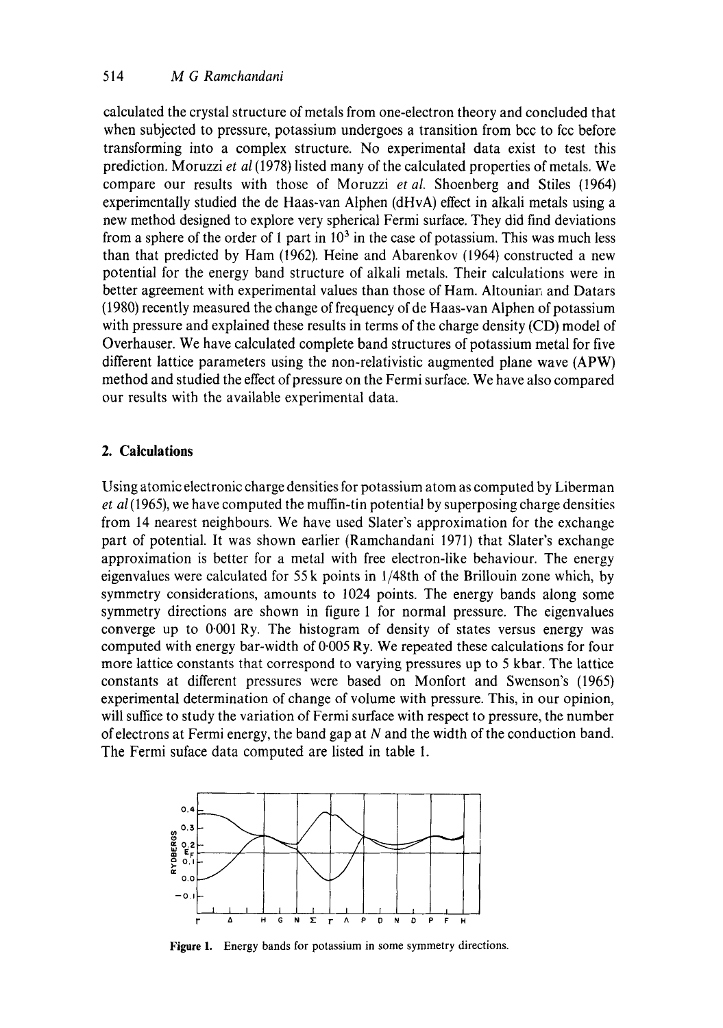calculated the crystal structure of metals from one-electron theory and concluded that when subjected to pressure, potassium undergoes a transition from bcc to fcc before transforming into a complex structure. No experimental data exist to test this prediction. Moruzzi *et al* (1978) listed many of the calculated properties of metals. We compare our results with those of Moruzzi *et al.* Shoenberg and Stiles (1964) experimentally studied the de Haas-van Alphen (dHvA) effect in alkali metals using a new method designed to explore very spherical Fermi surface. They did find deviations from a sphere of the order of 1 part in $10^3$ in the case of potassium. This was much less than that predicted by Ham (1962). Heine and Abarenkov (1964) constructed a new potential for the energy band structure of alkali metals. Their calculations were in better agreement with experimental values than those of Ham. Altounian and Datars (1980) recently measured the change of frequency of de Haas-van Alphen of potassium with pressure and explained these results in terms of the charge density (CD) model of Overhauser. We have calculated complete band structures of potassium metal for five different lattice parameters using the non-relativistic augmented plane wave (APW) method and studied the effect of pressure on the Fermi surface. We have also compared our results with the available experimental data.

## 2. Calculations

Using atomic electronic charge densities for potassium atom as computed by Liberman *et al* (1965), we have computed the muffin-tin potential by superposing charge densities from 14 nearest neighbours. We have used Slater's approximation for the exchange part of potential. It was shown earlier (Ramchandani 1971) that Slater's exchange approximation is better for a metal with free electron-like behaviour. The energy eigenvalues were calculated for 55 k points in 1/48th of the Brillouin zone which, by symmetry considerations, amounts to 1024 points. The energy bands along some symmetry directions are shown in figure 1 for normal pressure. The eigenvalues converge up to 0·001 Ry. The histogram of density of states versus energy was computed with energy bar-width of 0·005 Ry. We repeated these calculations for four more lattice constants that correspond to varying pressures up to 5 kbar. The lattice constants at different pressures were based on Monfort and Swenson's (1965) experimental determination of change of volume with pressure. This, in our opinion, will suffice to study the variation of Fermi surface with respect to pressure, the number of electrons at Fermi energy, the band gap at $N$ and the width of the conduction band. The Fermi suface data computed are listed in table 1.

RYDBERGS
0.4
0.3
0.2
$E_F$
0.1
0.0
−0.1
Γ Δ H G N Σ Γ Λ P D N D P F H

Figure 1. Energy bands for potassium in some symmetry directions.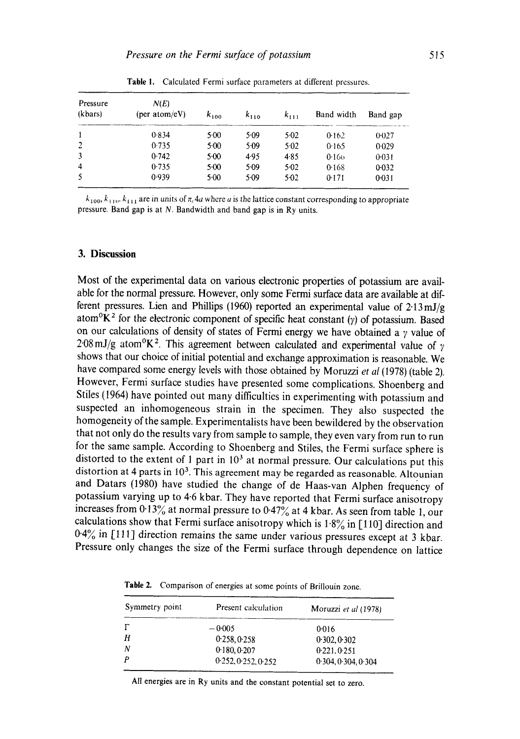**Table 1.** Calculated Fermi surface parameters at different pressures.

| Pressure (kbars) | $N(E)$ (per atom/eV) | $k_{100}$ | $k_{110}$ | $k_{111}$ | Band width | Band gap |
|---|---|---|---|---|---|---|
| 1 | 0·834 | 5·00 | 5·09 | 5·02 | 0·162 | 0·027 |
| 2 | 0·735 | 5·00 | 5·09 | 5·02 | 0·165 | 0·029 |
| 3 | 0·742 | 5·00 | 4·95 | 4·85 | 0·166 | 0·031 |
| 4 | 0·735 | 5·00 | 5·09 | 5·02 | 0·168 | 0·032 |
| 5 | 0·939 | 5·00 | 5·09 | 5·02 | 0·171 | 0·031 |

$k_{100}$, $k_{110}$, $k_{111}$ are in units of $\pi/4a$ where $a$ is the lattice constant corresponding to appropriate pressure. Band gap is at $N$. Bandwidth and band gap is in Ry units.

## 3. Discussion

Most of the experimental data on various electronic properties of potassium are available for the normal pressure. However, only some Fermi surface data are available at different pressures. Lien and Phillips (1960) reported an experimental value of 2·13 mJ/g atom$^{0}$K$^{2}$ for the electronic component of specific heat constant ($\gamma$) of potassium. Based on our calculations of density of states of Fermi energy we have obtained a $\gamma$ value of 2·08 mJ/g atom$^{0}$K$^{2}$. This agreement between calculated and experimental value of $\gamma$ shows that our choice of initial potential and exchange approximation is reasonable. We have compared some energy levels with those obtained by Moruzzi *et al* (1978) (table 2). However, Fermi surface studies have presented some complications. Shoenberg and Stiles (1964) have pointed out many difficulties in experimenting with potassium and suspected an inhomogeneous strain in the specimen. They also suspected the homogeneity of the sample. Experimentalists have been bewildered by the observation that not only do the results vary from sample to sample, they even vary from run to run for the same sample. According to Shoenberg and Stiles, the Fermi surface sphere is distorted to the extent of 1 part in $10^3$ at normal pressure. Our calculations put this distortion at 4 parts in $10^3$. This agreement may be regarded as reasonable. Altounian and Datars (1980) have studied the change of de Haas-van Alphen frequency of potassium varying up to 4·6 kbar. They have reported that Fermi surface anisotropy increases from 0·13% at normal pressure to 0·47% at 4 kbar. As seen from table 1, our calculations show that Fermi surface anisotropy which is 1·8% in [110] direction and 0·4% in [111] direction remains the same under various pressures except at 3 kbar. Pressure only changes the size of the Fermi surface through dependence on lattice

**Table 2.** Comparison of energies at some points of Brillouin zone.

| Symmetry point | Present calculation | Moruzzi *et al* (1978) |
|---|---|---|
| $\Gamma$ | −0·005 | 0·016 |
| $H$ | 0·258, 0·258 | 0·302, 0·302 |
| $N$ | 0·180, 0·207 | 0·221, 0·251 |
| $P$ | 0·252, 0·252, 0·252 | 0·304, 0·304, 0·304 |

All energies are in Ry units and the constant potential set to zero.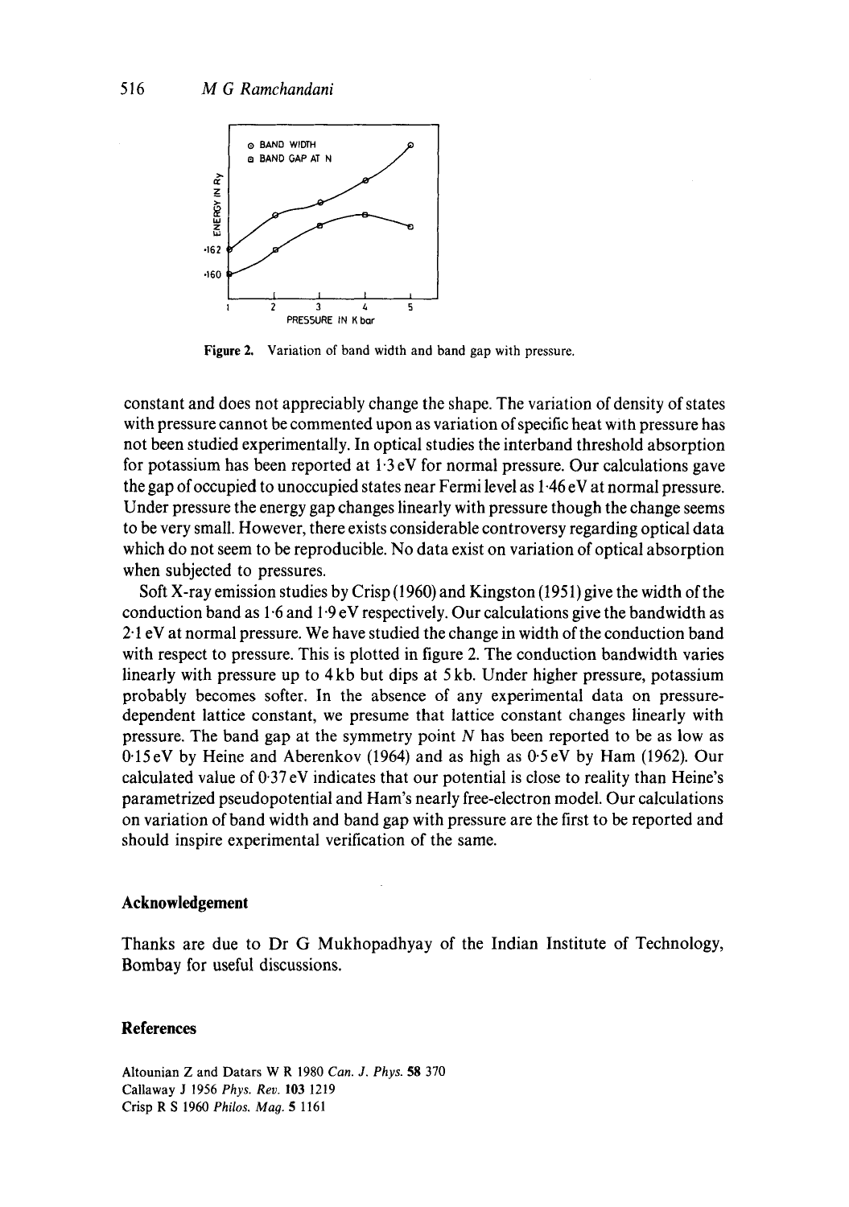○ BAND WIDTH
⊡ BAND GAP AT N

ENERGY IN Ry

·162

·160

1 2 3 4 5

PRESSURE IN K bar

Figure 2. Variation of band width and band gap with pressure.

constant and does not appreciably change the shape. The variation of density of states with pressure cannot be commented upon as variation of specific heat with pressure has not been studied experimentally. In optical studies the interband threshold absorption for potassium has been reported at 1·3 eV for normal pressure. Our calculations gave the gap of occupied to unoccupied states near Fermi level as 1·46 eV at normal pressure. Under pressure the energy gap changes linearly with pressure though the change seems to be very small. However, there exists considerable controversy regarding optical data which do not seem to be reproducible. No data exist on variation of optical absorption when subjected to pressures.

Soft X-ray emission studies by Crisp (1960) and Kingston (1951) give the width of the conduction band as 1·6 and 1·9 eV respectively. Our calculations give the bandwidth as 2·1 eV at normal pressure. We have studied the change in width of the conduction band with respect to pressure. This is plotted in figure 2. The conduction bandwidth varies linearly with pressure up to 4 kb but dips at 5 kb. Under higher pressure, potassium probably becomes softer. In the absence of any experimental data on pressure-dependent lattice constant, we presume that lattice constant changes linearly with pressure. The band gap at the symmetry point $N$ has been reported to be as low as 0·15 eV by Heine and Aberenkov (1964) and as high as 0·5 eV by Ham (1962). Our calculated value of 0·37 eV indicates that our potential is close to reality than Heine's parametrized pseudopotential and Ham's nearly free-electron model. Our calculations on variation of band width and band gap with pressure are the first to be reported and should inspire experimental verification of the same.

## Acknowledgement

Thanks are due to Dr G Mukhopadhyay of the Indian Institute of Technology, Bombay for useful discussions.

## References

Altounian Z and Datars W R 1980 *Can. J. Phys.* **58** 370
Callaway J 1956 *Phys. Rev.* **103** 1219
Crisp R S 1960 *Philos. Mag.* **5** 1161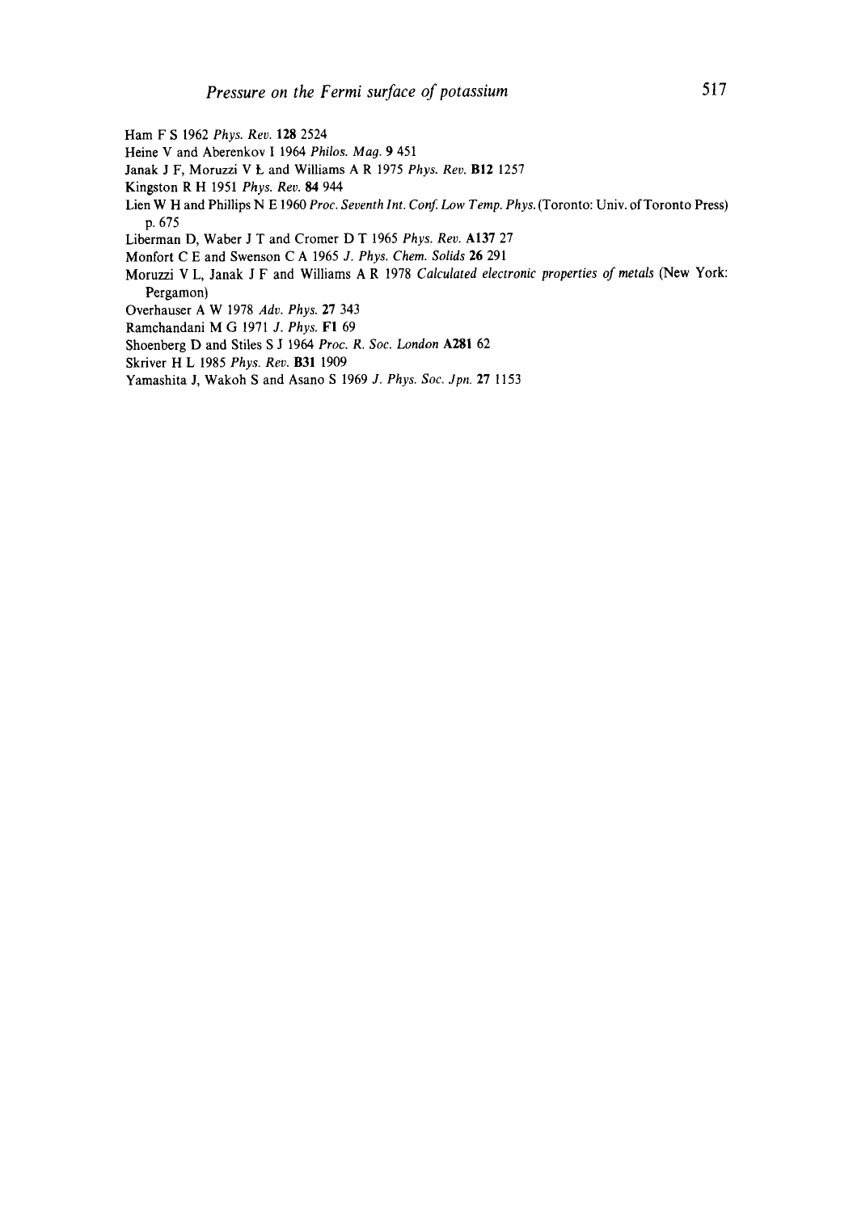Ham F S 1962 *Phys. Rev.* **128** 2524

Heine V and Aberenkov I 1964 *Philos. Mag.* **9** 451

Janak J F, Moruzzi V Ł and Williams A R 1975 *Phys. Rev.* **B12** 1257

Kingston R H 1951 *Phys. Rev.* **84** 944

Lien W H and Phillips N E 1960 *Proc. Seventh Int. Conf. Low Temp. Phys.* (Toronto: Univ. of Toronto Press) p. 675

Liberman D, Waber J T and Cromer D T 1965 *Phys. Rev.* **A137** 27

Monfort C E and Swenson C A 1965 *J. Phys. Chem. Solids* **26** 291

Moruzzi V L, Janak J F and Williams A R 1978 *Calculated electronic properties of metals* (New York: Pergamon)

Overhauser A W 1978 *Adv. Phys.* **27** 343

Ramchandani M G 1971 *J. Phys.* **F1** 69

Shoenberg D and Stiles S J 1964 *Proc. R. Soc. London* **A281** 62

Skriver H L 1985 *Phys. Rev.* **B31** 1909

Yamashita J, Wakoh S and Asano S 1969 *J. Phys. Soc. Jpn.* **27** 1153